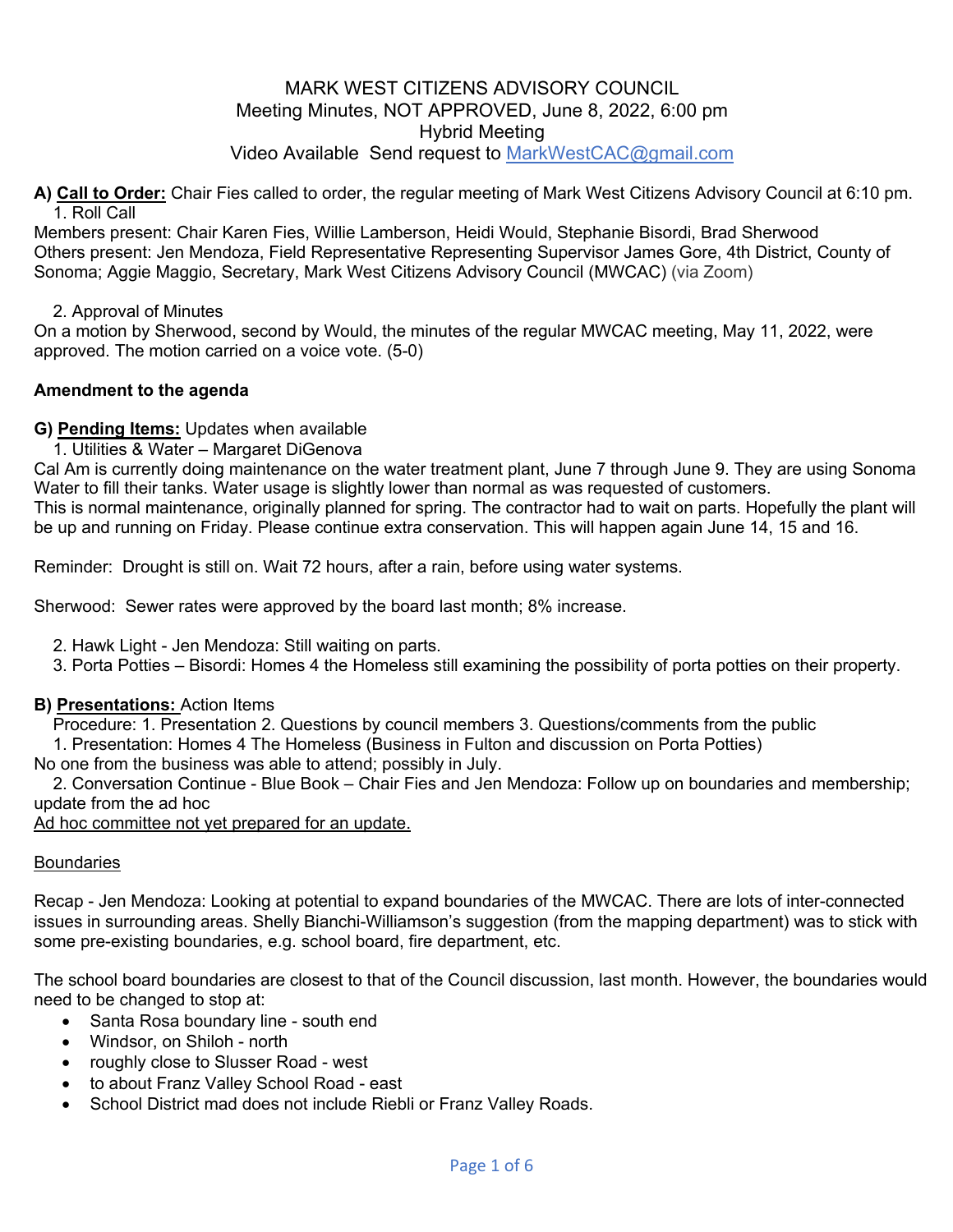# MARK WEST CITIZENS ADVISORY COUNCIL
## Meeting Minutes, NOT APPROVED, June 8, 2022, 6:00 pm
## Hybrid Meeting
### Video Available Send request to MarkWestCAC@gmail.com

**A) Call to Order:** Chair Fies called to order, the regular meeting of Mark West Citizens Advisory Council at 6:10 pm.

1. Roll Call

Members present: Chair Karen Fies, Willie Lamberson, Heidi Would, Stephanie Bisordi, Brad Sherwood
Others present: Jen Mendoza, Field Representative Representing Supervisor James Gore, 4th District, County of Sonoma; Aggie Maggio, Secretary, Mark West Citizens Advisory Council (MWCAC) (via Zoom)

2. Approval of Minutes

On a motion by Sherwood, second by Would, the minutes of the regular MWCAC meeting, May 11, 2022, were approved. The motion carried on a voice vote. (5-0)

**Amendment to the agenda**

**G) Pending Items:** Updates when available

1. Utilities & Water – Margaret DiGenova

Cal Am is currently doing maintenance on the water treatment plant, June 7 through June 9. They are using Sonoma Water to fill their tanks. Water usage is slightly lower than normal as was requested of customers.
This is normal maintenance, originally planned for spring. The contractor had to wait on parts. Hopefully the plant will be up and running on Friday. Please continue extra conservation. This will happen again June 14, 15 and 16.

Reminder: Drought is still on. Wait 72 hours, after a rain, before using water systems.

Sherwood: Sewer rates were approved by the board last month; 8% increase.

2. Hawk Light - Jen Mendoza: Still waiting on parts.
3. Porta Potties – Bisordi: Homes 4 the Homeless still examining the possibility of porta potties on their property.

**B) Presentations:** Action Items

Procedure: 1. Presentation 2. Questions by council members 3. Questions/comments from the public

1. Presentation: Homes 4 The Homeless (Business in Fulton and discussion on Porta Potties)

No one from the business was able to attend; possibly in July.

2. Conversation Continue - Blue Book – Chair Fies and Jen Mendoza: Follow up on boundaries and membership; update from the ad hoc

Ad hoc committee not yet prepared for an update.

Boundaries

Recap - Jen Mendoza: Looking at potential to expand boundaries of the MWCAC. There are lots of inter-connected issues in surrounding areas. Shelly Bianchi-Williamson's suggestion (from the mapping department) was to stick with some pre-existing boundaries, e.g. school board, fire department, etc.

The school board boundaries are closest to that of the Council discussion, last month. However, the boundaries would need to be changed to stop at:

- Santa Rosa boundary line - south end
- Windsor, on Shiloh - north
- roughly close to Slusser Road - west
- to about Franz Valley School Road - east
- School District mad does not include Riebli or Franz Valley Roads.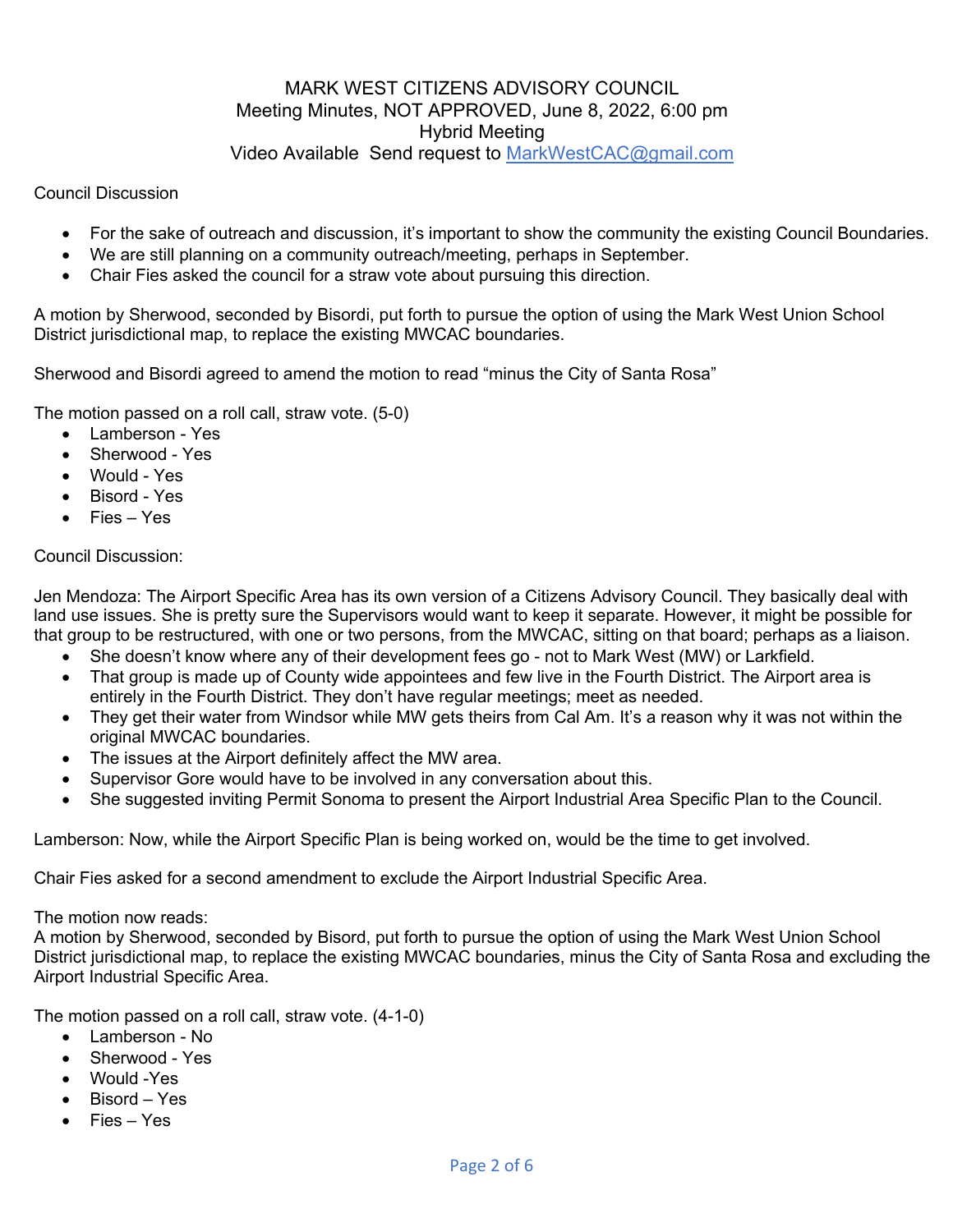MARK WEST CITIZENS ADVISORY COUNCIL
Meeting Minutes, NOT APPROVED, June 8, 2022, 6:00 pm
Hybrid Meeting
Video Available Send request to MarkWestCAC@gmail.com

Council Discussion

- For the sake of outreach and discussion, it's important to show the community the existing Council Boundaries.
- We are still planning on a community outreach/meeting, perhaps in September.
- Chair Fies asked the council for a straw vote about pursuing this direction.

A motion by Sherwood, seconded by Bisordi, put forth to pursue the option of using the Mark West Union School District jurisdictional map, to replace the existing MWCAC boundaries.

Sherwood and Bisordi agreed to amend the motion to read "minus the City of Santa Rosa"

The motion passed on a roll call, straw vote. (5-0)

- Lamberson - Yes
- Sherwood - Yes
- Would - Yes
- Bisord - Yes
- Fies – Yes

Council Discussion:

Jen Mendoza: The Airport Specific Area has its own version of a Citizens Advisory Council. They basically deal with land use issues. She is pretty sure the Supervisors would want to keep it separate. However, it might be possible for that group to be restructured, with one or two persons, from the MWCAC, sitting on that board; perhaps as a liaison.

- She doesn't know where any of their development fees go - not to Mark West (MW) or Larkfield.
- That group is made up of County wide appointees and few live in the Fourth District. The Airport area is entirely in the Fourth District. They don't have regular meetings; meet as needed.
- They get their water from Windsor while MW gets theirs from Cal Am. It's a reason why it was not within the original MWCAC boundaries.
- The issues at the Airport definitely affect the MW area.
- Supervisor Gore would have to be involved in any conversation about this.
- She suggested inviting Permit Sonoma to present the Airport Industrial Area Specific Plan to the Council.

Lamberson: Now, while the Airport Specific Plan is being worked on, would be the time to get involved.

Chair Fies asked for a second amendment to exclude the Airport Industrial Specific Area.

The motion now reads:
A motion by Sherwood, seconded by Bisord, put forth to pursue the option of using the Mark West Union School District jurisdictional map, to replace the existing MWCAC boundaries, minus the City of Santa Rosa and excluding the Airport Industrial Specific Area.

The motion passed on a roll call, straw vote. (4-1-0)

- Lamberson - No
- Sherwood - Yes
- Would -Yes
- Bisord – Yes
- Fies – Yes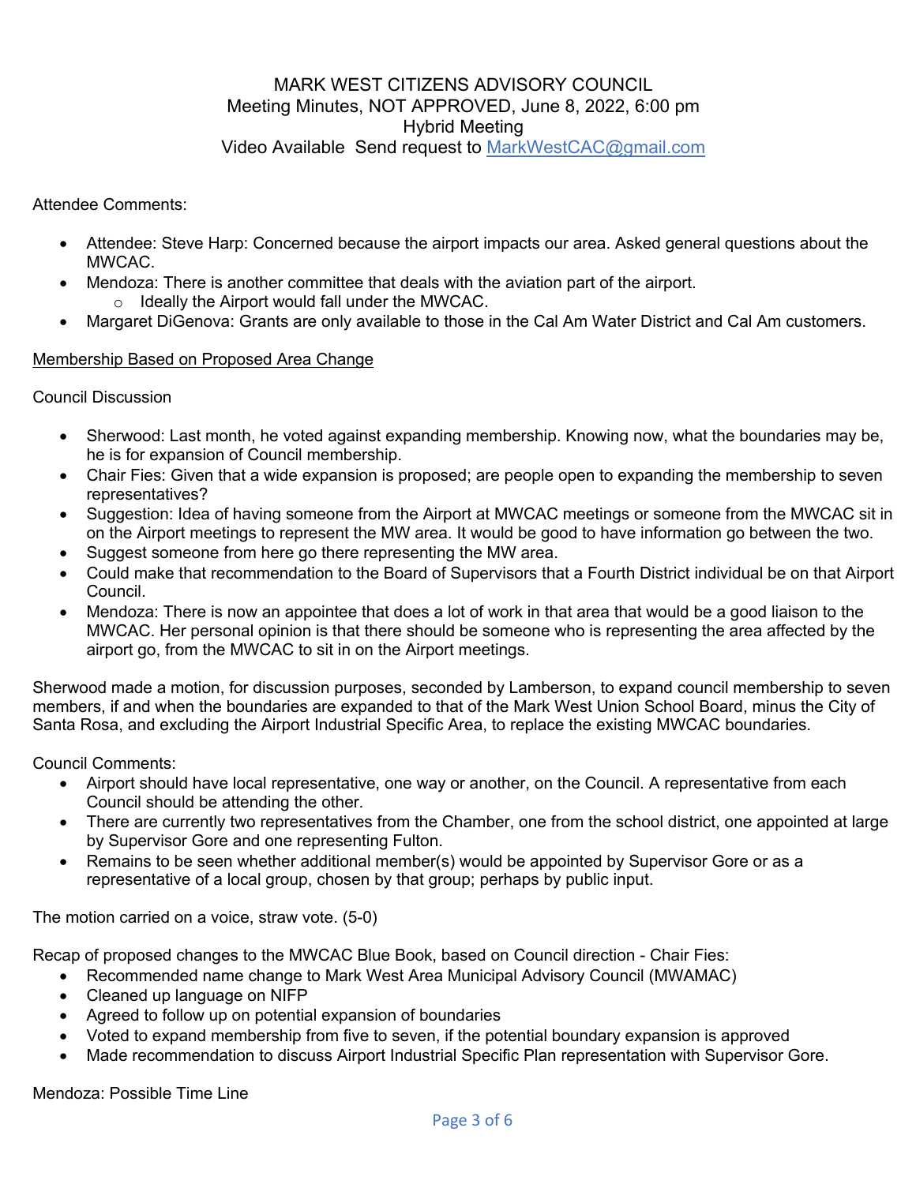MARK WEST CITIZENS ADVISORY COUNCIL
Meeting Minutes, NOT APPROVED, June 8, 2022, 6:00 pm
Hybrid Meeting
Video Available Send request to MarkWestCAC@gmail.com

Attendee Comments:

- Attendee: Steve Harp: Concerned because the airport impacts our area. Asked general questions about the MWCAC.
- Mendoza: There is another committee that deals with the aviation part of the airport.
  - Ideally the Airport would fall under the MWCAC.
- Margaret DiGenova: Grants are only available to those in the Cal Am Water District and Cal Am customers.

Membership Based on Proposed Area Change

Council Discussion

- Sherwood: Last month, he voted against expanding membership. Knowing now, what the boundaries may be, he is for expansion of Council membership.
- Chair Fies: Given that a wide expansion is proposed; are people open to expanding the membership to seven representatives?
- Suggestion: Idea of having someone from the Airport at MWCAC meetings or someone from the MWCAC sit in on the Airport meetings to represent the MW area. It would be good to have information go between the two.
- Suggest someone from here go there representing the MW area.
- Could make that recommendation to the Board of Supervisors that a Fourth District individual be on that Airport Council.
- Mendoza: There is now an appointee that does a lot of work in that area that would be a good liaison to the MWCAC. Her personal opinion is that there should be someone who is representing the area affected by the airport go, from the MWCAC to sit in on the Airport meetings.

Sherwood made a motion, for discussion purposes, seconded by Lamberson, to expand council membership to seven members, if and when the boundaries are expanded to that of the Mark West Union School Board, minus the City of Santa Rosa, and excluding the Airport Industrial Specific Area, to replace the existing MWCAC boundaries.

Council Comments:

- Airport should have local representative, one way or another, on the Council. A representative from each Council should be attending the other.
- There are currently two representatives from the Chamber, one from the school district, one appointed at large by Supervisor Gore and one representing Fulton.
- Remains to be seen whether additional member(s) would be appointed by Supervisor Gore or as a representative of a local group, chosen by that group; perhaps by public input.

The motion carried on a voice, straw vote. (5-0)

Recap of proposed changes to the MWCAC Blue Book, based on Council direction - Chair Fies:

- Recommended name change to Mark West Area Municipal Advisory Council (MWAMAC)
- Cleaned up language on NIFP
- Agreed to follow up on potential expansion of boundaries
- Voted to expand membership from five to seven, if the potential boundary expansion is approved
- Made recommendation to discuss Airport Industrial Specific Plan representation with Supervisor Gore.

Mendoza: Possible Time Line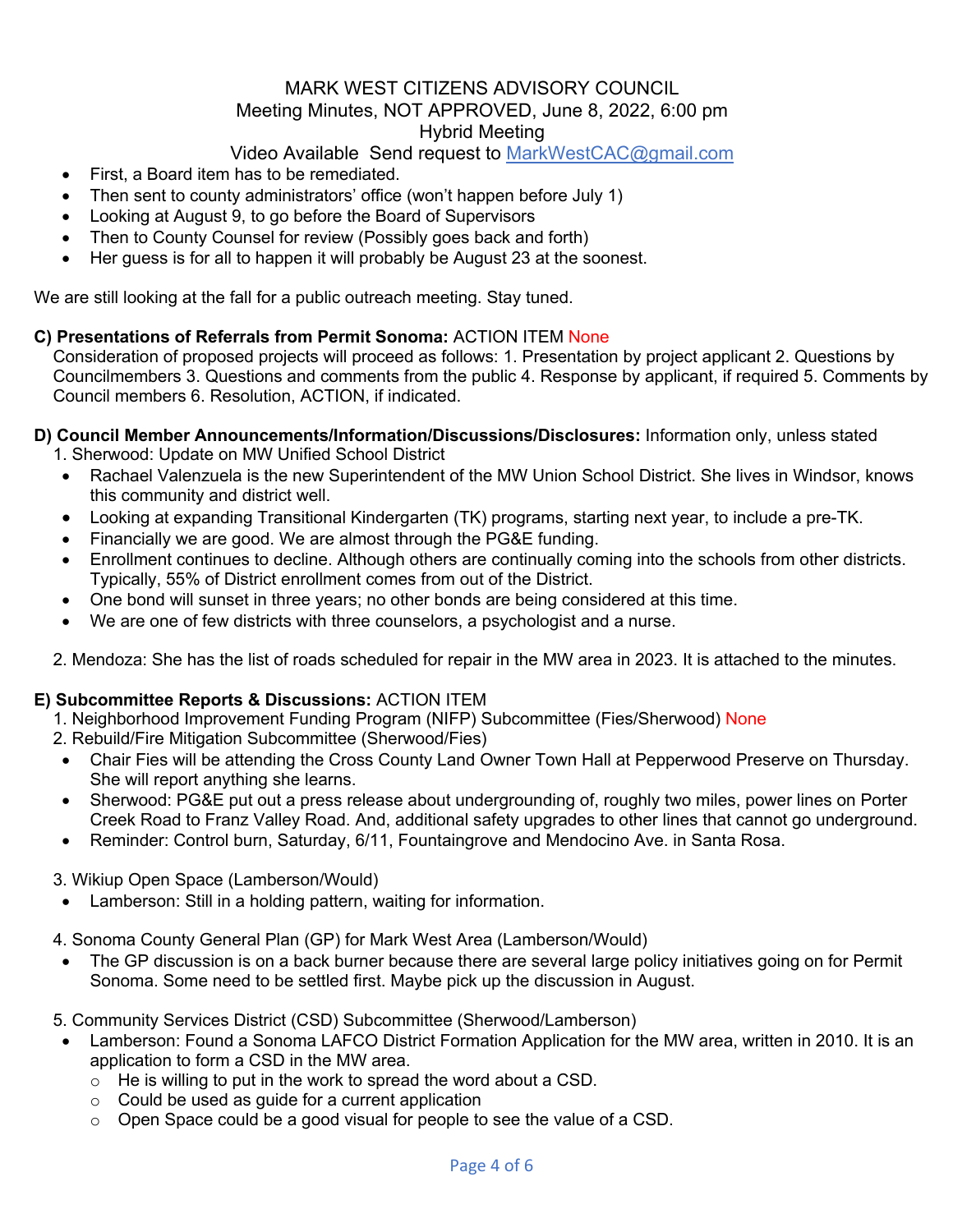MARK WEST CITIZENS ADVISORY COUNCIL
Meeting Minutes, NOT APPROVED, June 8, 2022, 6:00 pm
Hybrid Meeting
Video Available Send request to MarkWestCAC@gmail.com

- First, a Board item has to be remediated.
- Then sent to county administrators' office (won't happen before July 1)
- Looking at August 9, to go before the Board of Supervisors
- Then to County Counsel for review (Possibly goes back and forth)
- Her guess is for all to happen it will probably be August 23 at the soonest.

We are still looking at the fall for a public outreach meeting. Stay tuned.

**C) Presentations of Referrals from Permit Sonoma:** ACTION ITEM None

Consideration of proposed projects will proceed as follows: 1. Presentation by project applicant 2. Questions by Councilmembers 3. Questions and comments from the public 4. Response by applicant, if required 5. Comments by Council members 6. Resolution, ACTION, if indicated.

**D) Council Member Announcements/Information/Discussions/Disclosures:** Information only, unless stated

1. Sherwood: Update on MW Unified School District
   - Rachael Valenzuela is the new Superintendent of the MW Union School District. She lives in Windsor, knows this community and district well.
   - Looking at expanding Transitional Kindergarten (TK) programs, starting next year, to include a pre-TK.
   - Financially we are good. We are almost through the PG&E funding.
   - Enrollment continues to decline. Although others are continually coming into the schools from other districts. Typically, 55% of District enrollment comes from out of the District.
   - One bond will sunset in three years; no other bonds are being considered at this time.
   - We are one of few districts with three counselors, a psychologist and a nurse.

2. Mendoza: She has the list of roads scheduled for repair in the MW area in 2023. It is attached to the minutes.

**E) Subcommittee Reports & Discussions:** ACTION ITEM

1. Neighborhood Improvement Funding Program (NIFP) Subcommittee (Fies/Sherwood) None
2. Rebuild/Fire Mitigation Subcommittee (Sherwood/Fies)
   - Chair Fies will be attending the Cross County Land Owner Town Hall at Pepperwood Preserve on Thursday. She will report anything she learns.
   - Sherwood: PG&E put out a press release about undergrounding of, roughly two miles, power lines on Porter Creek Road to Franz Valley Road. And, additional safety upgrades to other lines that cannot go underground.
   - Reminder: Control burn, Saturday, 6/11, Fountaingrove and Mendocino Ave. in Santa Rosa.

3. Wikiup Open Space (Lamberson/Would)
   - Lamberson: Still in a holding pattern, waiting for information.

4. Sonoma County General Plan (GP) for Mark West Area (Lamberson/Would)
   - The GP discussion is on a back burner because there are several large policy initiatives going on for Permit Sonoma. Some need to be settled first. Maybe pick up the discussion in August.

5. Community Services District (CSD) Subcommittee (Sherwood/Lamberson)
   - Lamberson: Found a Sonoma LAFCO District Formation Application for the MW area, written in 2010. It is an application to form a CSD in the MW area.
     - He is willing to put in the work to spread the word about a CSD.
     - Could be used as guide for a current application
     - Open Space could be a good visual for people to see the value of a CSD.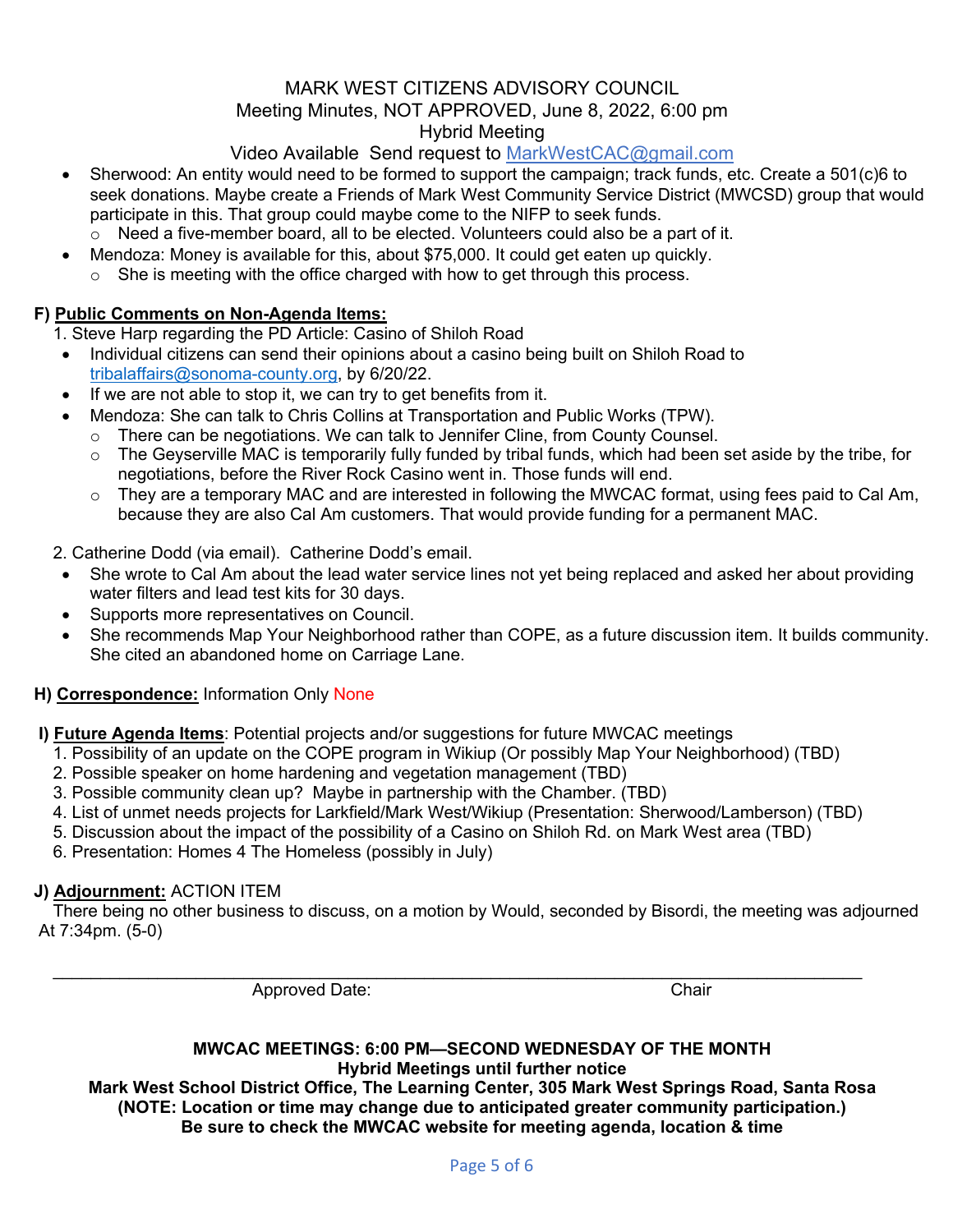MARK WEST CITIZENS ADVISORY COUNCIL
Meeting Minutes, NOT APPROVED, June 8, 2022, 6:00 pm
Hybrid Meeting
Video Available Send request to MarkWestCAC@gmail.com

- Sherwood: An entity would need to be formed to support the campaign; track funds, etc. Create a 501(c)6 to seek donations. Maybe create a Friends of Mark West Community Service District (MWCSD) group that would participate in this. That group could maybe come to the NIFP to seek funds.
  - Need a five-member board, all to be elected. Volunteers could also be a part of it.
- Mendoza: Money is available for this, about $75,000. It could get eaten up quickly.
  - She is meeting with the office charged with how to get through this process.

**F) Public Comments on Non-Agenda Items:**

1. Steve Harp regarding the PD Article: Casino of Shiloh Road
   - Individual citizens can send their opinions about a casino being built on Shiloh Road to tribalaffairs@sonoma-county.org, by 6/20/22.
   - If we are not able to stop it, we can try to get benefits from it.
   - Mendoza: She can talk to Chris Collins at Transportation and Public Works (TPW).
     - There can be negotiations. We can talk to Jennifer Cline, from County Counsel.
     - The Geyserville MAC is temporarily fully funded by tribal funds, which had been set aside by the tribe, for negotiations, before the River Rock Casino went in. Those funds will end.
     - They are a temporary MAC and are interested in following the MWCAC format, using fees paid to Cal Am, because they are also Cal Am customers. That would provide funding for a permanent MAC.

2. Catherine Dodd (via email). Catherine Dodd's email.
   - She wrote to Cal Am about the lead water service lines not yet being replaced and asked her about providing water filters and lead test kits for 30 days.
   - Supports more representatives on Council.
   - She recommends Map Your Neighborhood rather than COPE, as a future discussion item. It builds community. She cited an abandoned home on Carriage Lane.

**H) Correspondence:** Information Only None

**I) Future Agenda Items**: Potential projects and/or suggestions for future MWCAC meetings

1. Possibility of an update on the COPE program in Wikiup (Or possibly Map Your Neighborhood) (TBD)
2. Possible speaker on home hardening and vegetation management (TBD)
3. Possible community clean up? Maybe in partnership with the Chamber. (TBD)
4. List of unmet needs projects for Larkfield/Mark West/Wikiup (Presentation: Sherwood/Lamberson) (TBD)
5. Discussion about the impact of the possibility of a Casino on Shiloh Rd. on Mark West area (TBD)
6. Presentation: Homes 4 The Homeless (possibly in July)

**J) Adjournment:** ACTION ITEM

There being no other business to discuss, on a motion by Would, seconded by Bisordi, the meeting was adjourned At 7:34pm. (5-0)

\_\_\_\_\_\_\_\_\_\_\_\_\_\_\_\_\_\_\_\_\_\_\_\_\_\_\_\_\_\_\_\_\_\_\_\_\_\_\_\_\_\_\_\_\_\_\_\_\_\_\_\_\_\_\_\_\_\_\_\_\_\_\_\_\_\_\_\_\_\_\_\_

Approved Date: Chair

**MWCAC MEETINGS: 6:00 PM—SECOND WEDNESDAY OF THE MONTH**
**Hybrid Meetings until further notice**
**Mark West School District Office, The Learning Center, 305 Mark West Springs Road, Santa Rosa**
**(NOTE: Location or time may change due to anticipated greater community participation.)**
**Be sure to check the MWCAC website for meeting agenda, location & time**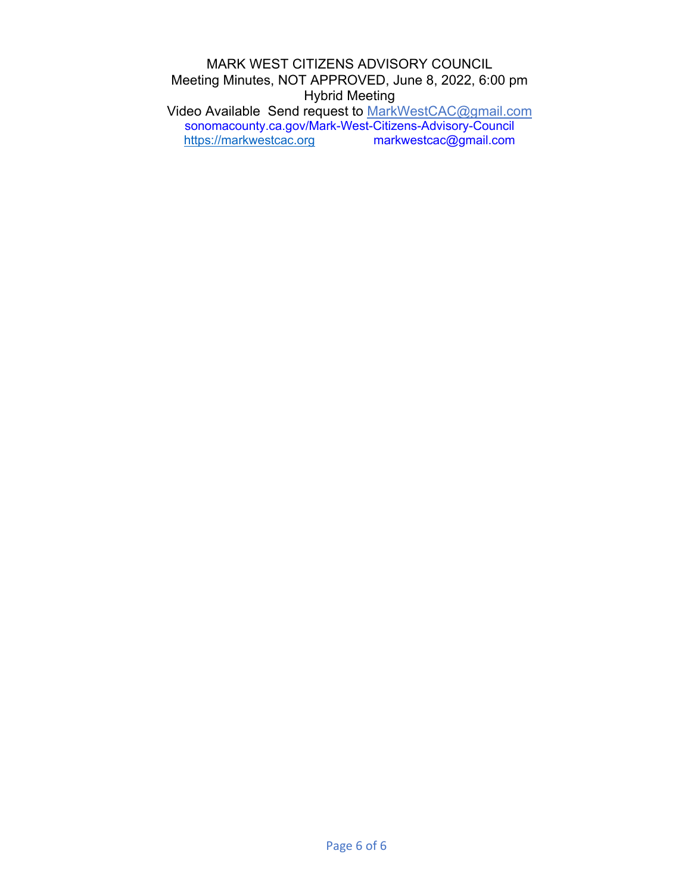MARK WEST CITIZENS ADVISORY COUNCIL
Meeting Minutes, NOT APPROVED, June 8, 2022, 6:00 pm
Hybrid Meeting
Video Available Send request to MarkWestCAC@gmail.com
sonomacounty.ca.gov/Mark-West-Citizens-Advisory-Council
https://markwestcac.org markwestcac@gmail.com